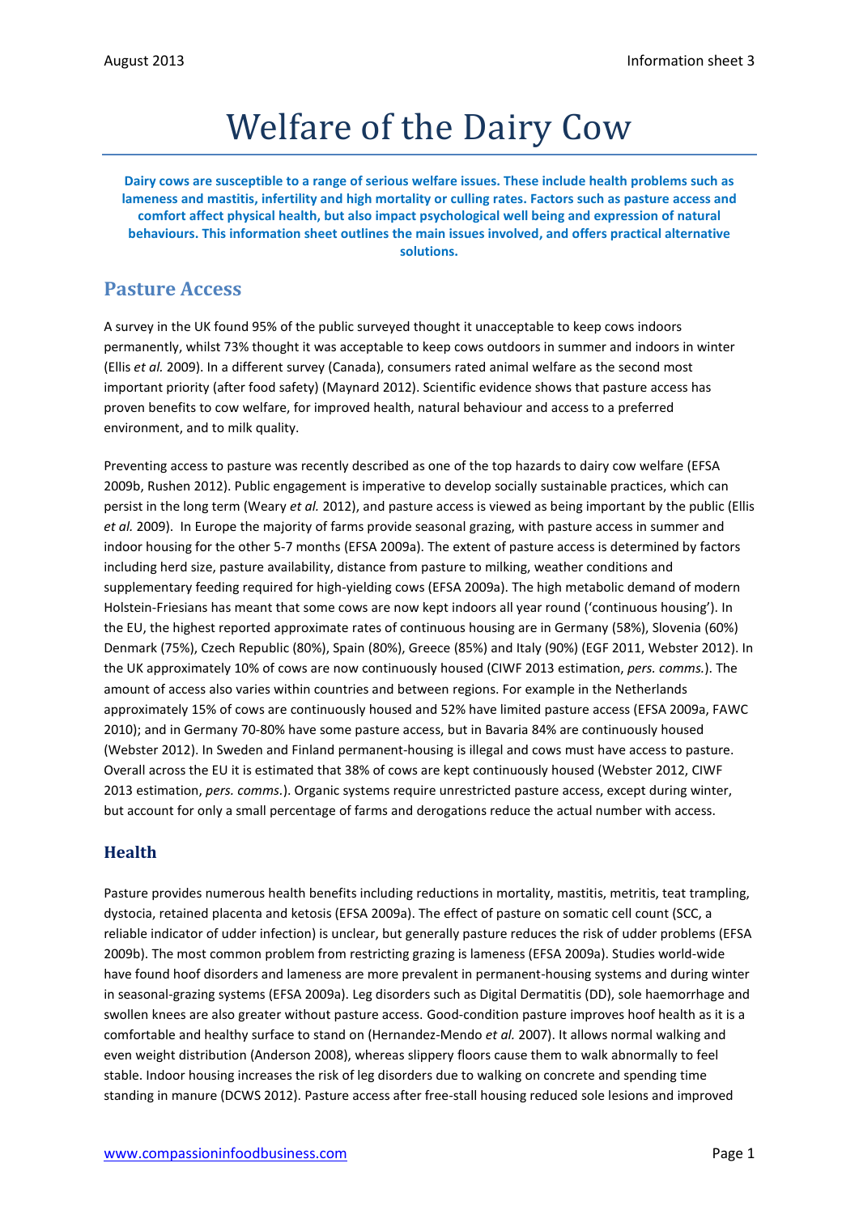# Welfare of the Dairy Cow

**Dairy cows are susceptible to a range of serious welfare issues. These include health problems such as lameness and mastitis, infertility and high mortality or culling rates. Factors such as pasture access and comfort affect physical health, but also impact psychological well being and expression of natural behaviours. This information sheet outlines the main issues involved, and offers practical alternative solutions.**

## Pasture Access

A survey in the UK found 95% of the public surveyed thought it unacceptable to keep cows indoors permanently, whilst 73% thought it was acceptable to keep cows outdoors in summer and indoors in winter (Ellis *et al.* 2009). In a different survey (Canada), consumers rated animal welfare as the second most important priority (after food safety) (Maynard 2012). Scientific evidence shows that pasture access has proven benefits to cow welfare, for improved health, natural behaviour and access to a preferred environment, and to milk quality.

Preventing access to pasture was recently described as one of the top hazards to dairy cow welfare (EFSA 2009b, Rushen 2012). Public engagement is imperative to develop socially sustainable practices, which can persist in the long term (Weary *et al.* 2012), and pasture access is viewed as being important by the public (Ellis *et al.* 2009). In Europe the majority of farms provide seasonal grazing, with pasture access in summer and indoor housing for the other 5-7 months (EFSA 2009a). The extent of pasture access is determined by factors including herd size, pasture availability, distance from pasture to milking, weather conditions and supplementary feeding required for high-yielding cows (EFSA 2009a). The high metabolic demand of modern Holstein-Friesians has meant that some cows are now kept indoors all year round ('continuous housing'). In the EU, the highest reported approximate rates of continuous housing are in Germany (58%), Slovenia (60%) Denmark (75%), Czech Republic (80%), Spain (80%), Greece (85%) and Italy (90%) (EGF 2011, Webster 2012). In the UK approximately 10% of cows are now continuously housed (CIWF 2013 estimation, *pers. comms.*). The amount of access also varies within countries and between regions. For example in the Netherlands approximately 15% of cows are continuously housed and 52% have limited pasture access (EFSA 2009a, FAWC 2010); and in Germany 70-80% have some pasture access, but in Bavaria 84% are continuously housed (Webster 2012). In Sweden and Finland permanent-housing is illegal and cows must have access to pasture. Overall across the EU it is estimated that 38% of cows are kept continuously housed (Webster 2012, CIWF 2013 estimation, *pers. comms.*). Organic systems require unrestricted pasture access, except during winter, but account for only a small percentage of farms and derogations reduce the actual number with access.

### Health

Pasture provides numerous health benefits including reductions in mortality, mastitis, metritis, teat trampling, dystocia, retained placenta and ketosis (EFSA 2009a). The effect of pasture on somatic cell count (SCC, a reliable indicator of udder infection) is unclear, but generally pasture reduces the risk of udder problems (EFSA 2009b). The most common problem from restricting grazing is lameness (EFSA 2009a). Studies world-wide have found hoof disorders and lameness are more prevalent in permanent-housing systems and during winter in seasonal-grazing systems (EFSA 2009a). Leg disorders such as Digital Dermatitis (DD), sole haemorrhage and swollen knees are also greater without pasture access. Good-condition pasture improves hoof health as it is a comfortable and healthy surface to stand on (Hernandez-Mendo *et al.* 2007). It allows normal walking and even weight distribution (Anderson 2008), whereas slippery floors cause them to walk abnormally to feel stable. Indoor housing increases the risk of leg disorders due to walking on concrete and spending time standing in manure (DCWS 2012). Pasture access after free-stall housing reduced sole lesions and improved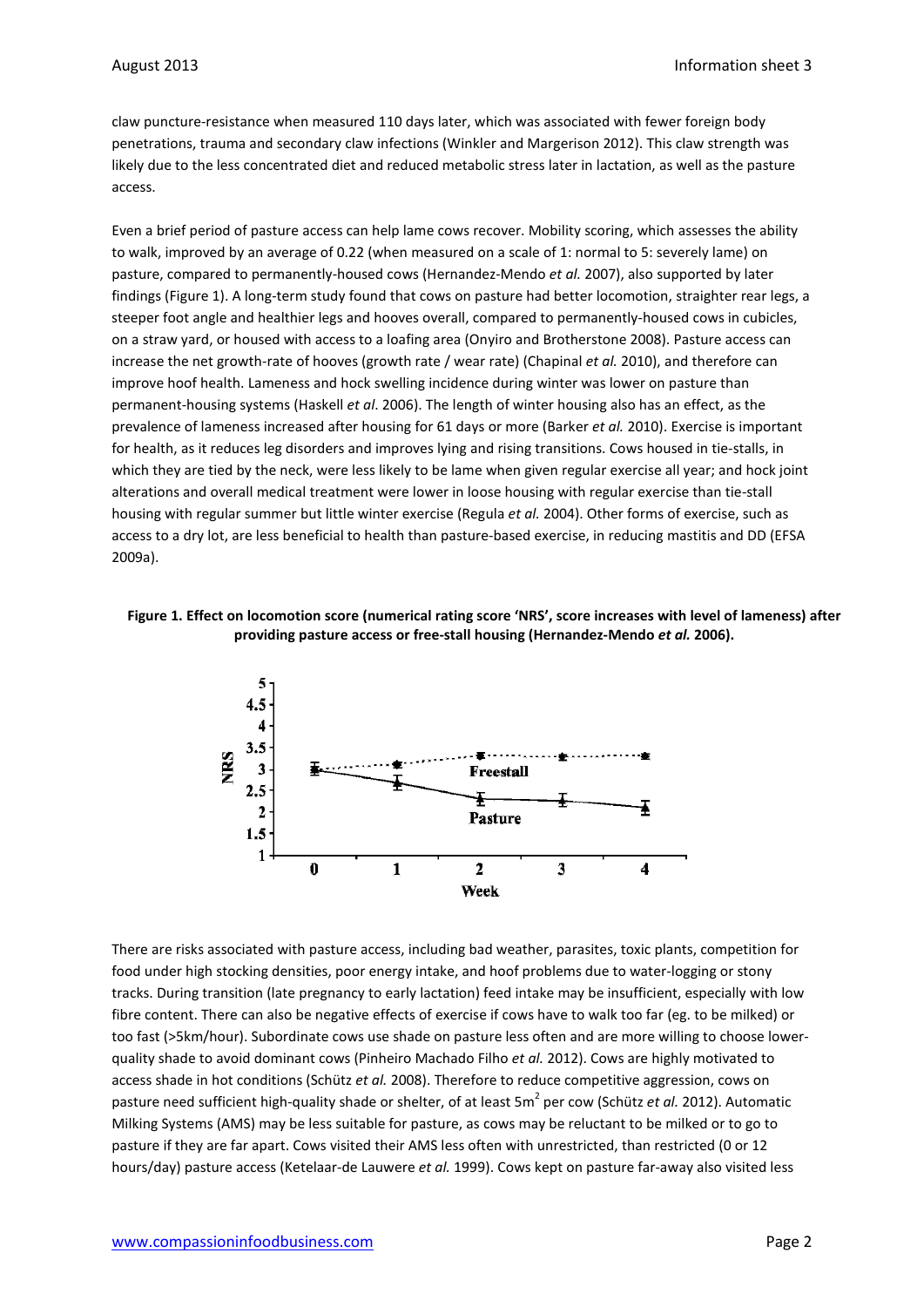claw puncture-resistance when measured 110 days later, which was associated with fewer foreign body penetrations, trauma and secondary claw infections (Winkler and Margerison 2012). This claw strength was likely due to the less concentrated diet and reduced metabolic stress later in lactation, as well as the pasture access.

Even a brief period of pasture access can help lame cows recover. Mobility scoring, which assesses the ability to walk, improved by an average of 0.22 (when measured on a scale of 1: normal to 5: severely lame) on pasture, compared to permanently-housed cows (Hernandez-Mendo *et al.* 2007), also supported by later findings (Figure 1). A long-term study found that cows on pasture had better locomotion, straighter rear legs, a steeper foot angle and healthier legs and hooves overall, compared to permanently-housed cows in cubicles, on a straw yard, or housed with access to a loafing area (Onyiro and Brotherstone 2008). Pasture access can increase the net growth-rate of hooves (growth rate / wear rate) (Chapinal *et al.* 2010), and therefore can improve hoof health. Lameness and hock swelling incidence during winter was lower on pasture than permanent-housing systems (Haskell *et al*. 2006). The length of winter housing also has an effect, as the prevalence of lameness increased after housing for 61 days or more (Barker *et al.* 2010). Exercise is important for health, as it reduces leg disorders and improves lying and rising transitions. Cows housed in tie-stalls, in which they are tied by the neck, were less likely to be lame when given regular exercise all year; and hock joint alterations and overall medical treatment were lower in loose housing with regular exercise than tie-stall housing with regular summer but little winter exercise (Regula *et al.* 2004). Other forms of exercise, such as access to a dry lot, are less beneficial to health than pasture-based exercise, in reducing mastitis and DD (EFSA 2009a).

**Figure 1. Effect on locomotion score (numerical rating score 'NRS', score increases with level of lameness) after providing pasture access or free-stall housing (Hernandez-Mendo *et al.* 2006).**

NRS
5
4.5
4
3.5
3
2.5
2
1.5
1
Freestall
Pasture
0
1
2
3
4
Week

There are risks associated with pasture access, including bad weather, parasites, toxic plants, competition for food under high stocking densities, poor energy intake, and hoof problems due to water-logging or stony tracks. During transition (late pregnancy to early lactation) feed intake may be insufficient, especially with low fibre content. There can also be negative effects of exercise if cows have to walk too far (eg. to be milked) or too fast (>5km/hour). Subordinate cows use shade on pasture less often and are more willing to choose lower-quality shade to avoid dominant cows (Pinheiro Machado Filho *et al.* 2012). Cows are highly motivated to access shade in hot conditions (Schütz *et al.* 2008). Therefore to reduce competitive aggression, cows on pasture need sufficient high-quality shade or shelter, of at least 5m$^2$ per cow (Schütz *et al.* 2012). Automatic Milking Systems (AMS) may be less suitable for pasture, as cows may be reluctant to be milked or to go to pasture if they are far apart. Cows visited their AMS less often with unrestricted, than restricted (0 or 12 hours/day) pasture access (Ketelaar-de Lauwere *et al.* 1999). Cows kept on pasture far-away also visited less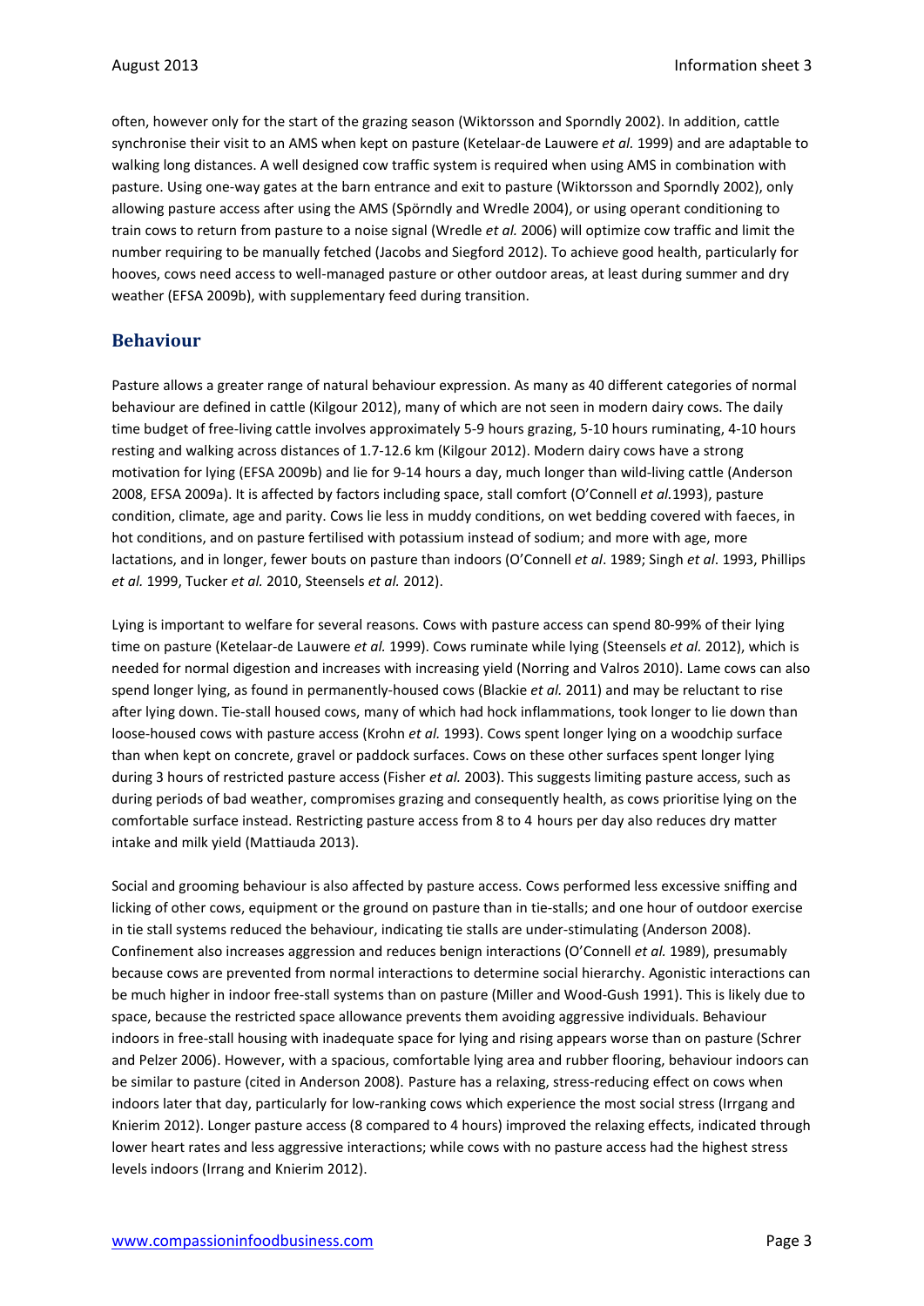often, however only for the start of the grazing season (Wiktorsson and Sporndly 2002). In addition, cattle synchronise their visit to an AMS when kept on pasture (Ketelaar-de Lauwere *et al.* 1999) and are adaptable to walking long distances. A well designed cow traffic system is required when using AMS in combination with pasture. Using one-way gates at the barn entrance and exit to pasture (Wiktorsson and Sporndly 2002), only allowing pasture access after using the AMS (Spörndly and Wredle 2004), or using operant conditioning to train cows to return from pasture to a noise signal (Wredle *et al.* 2006) will optimize cow traffic and limit the number requiring to be manually fetched (Jacobs and Siegford 2012). To achieve good health, particularly for hooves, cows need access to well-managed pasture or other outdoor areas, at least during summer and dry weather (EFSA 2009b), with supplementary feed during transition.

## Behaviour

Pasture allows a greater range of natural behaviour expression. As many as 40 different categories of normal behaviour are defined in cattle (Kilgour 2012), many of which are not seen in modern dairy cows. The daily time budget of free-living cattle involves approximately 5-9 hours grazing, 5-10 hours ruminating, 4-10 hours resting and walking across distances of 1.7-12.6 km (Kilgour 2012). Modern dairy cows have a strong motivation for lying (EFSA 2009b) and lie for 9-14 hours a day, much longer than wild-living cattle (Anderson 2008, EFSA 2009a). It is affected by factors including space, stall comfort (O'Connell *et al.*1993), pasture condition, climate, age and parity. Cows lie less in muddy conditions, on wet bedding covered with faeces, in hot conditions, and on pasture fertilised with potassium instead of sodium; and more with age, more lactations, and in longer, fewer bouts on pasture than indoors (O'Connell *et al*. 1989; Singh *et al*. 1993, Phillips *et al.* 1999, Tucker *et al.* 2010, Steensels *et al.* 2012).

Lying is important to welfare for several reasons. Cows with pasture access can spend 80-99% of their lying time on pasture (Ketelaar-de Lauwere *et al.* 1999). Cows ruminate while lying (Steensels *et al.* 2012), which is needed for normal digestion and increases with increasing yield (Norring and Valros 2010). Lame cows can also spend longer lying, as found in permanently-housed cows (Blackie *et al.* 2011) and may be reluctant to rise after lying down. Tie-stall housed cows, many of which had hock inflammations, took longer to lie down than loose-housed cows with pasture access (Krohn *et al.* 1993). Cows spent longer lying on a woodchip surface than when kept on concrete, gravel or paddock surfaces. Cows on these other surfaces spent longer lying during 3 hours of restricted pasture access (Fisher *et al.* 2003). This suggests limiting pasture access, such as during periods of bad weather, compromises grazing and consequently health, as cows prioritise lying on the comfortable surface instead. Restricting pasture access from 8 to 4 hours per day also reduces dry matter intake and milk yield (Mattiauda 2013).

Social and grooming behaviour is also affected by pasture access. Cows performed less excessive sniffing and licking of other cows, equipment or the ground on pasture than in tie-stalls; and one hour of outdoor exercise in tie stall systems reduced the behaviour, indicating tie stalls are under-stimulating (Anderson 2008). Confinement also increases aggression and reduces benign interactions (O'Connell *et al.* 1989), presumably because cows are prevented from normal interactions to determine social hierarchy. Agonistic interactions can be much higher in indoor free-stall systems than on pasture (Miller and Wood-Gush 1991). This is likely due to space, because the restricted space allowance prevents them avoiding aggressive individuals. Behaviour indoors in free-stall housing with inadequate space for lying and rising appears worse than on pasture (Schrer and Pelzer 2006). However, with a spacious, comfortable lying area and rubber flooring, behaviour indoors can be similar to pasture (cited in Anderson 2008). Pasture has a relaxing, stress-reducing effect on cows when indoors later that day, particularly for low-ranking cows which experience the most social stress (Irrgang and Knierim 2012). Longer pasture access (8 compared to 4 hours) improved the relaxing effects, indicated through lower heart rates and less aggressive interactions; while cows with no pasture access had the highest stress levels indoors (Irrang and Knierim 2012).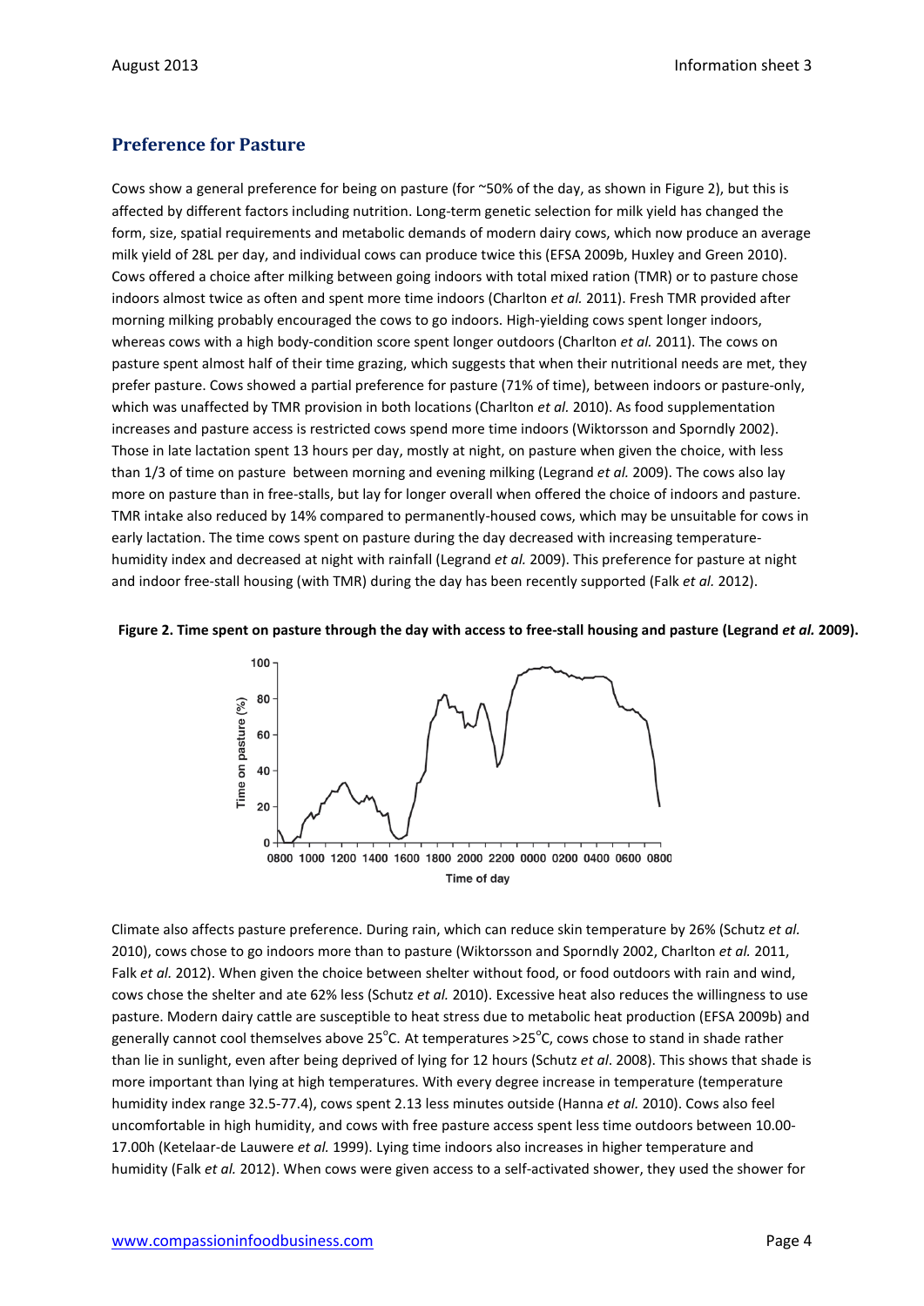## Preference for Pasture

Cows show a general preference for being on pasture (for ~50% of the day, as shown in Figure 2), but this is affected by different factors including nutrition. Long-term genetic selection for milk yield has changed the form, size, spatial requirements and metabolic demands of modern dairy cows, which now produce an average milk yield of 28L per day, and individual cows can produce twice this (EFSA 2009b, Huxley and Green 2010). Cows offered a choice after milking between going indoors with total mixed ration (TMR) or to pasture chose indoors almost twice as often and spent more time indoors (Charlton *et al.* 2011). Fresh TMR provided after morning milking probably encouraged the cows to go indoors. High-yielding cows spent longer indoors, whereas cows with a high body-condition score spent longer outdoors (Charlton *et al.* 2011). The cows on pasture spent almost half of their time grazing, which suggests that when their nutritional needs are met, they prefer pasture. Cows showed a partial preference for pasture (71% of time), between indoors or pasture-only, which was unaffected by TMR provision in both locations (Charlton *et al.* 2010). As food supplementation increases and pasture access is restricted cows spend more time indoors (Wiktorsson and Sporndly 2002). Those in late lactation spent 13 hours per day, mostly at night, on pasture when given the choice, with less than 1/3 of time on pasture between morning and evening milking (Legrand *et al.* 2009). The cows also lay more on pasture than in free-stalls, but lay for longer overall when offered the choice of indoors and pasture. TMR intake also reduced by 14% compared to permanently-housed cows, which may be unsuitable for cows in early lactation. The time cows spent on pasture during the day decreased with increasing temperature-humidity index and decreased at night with rainfall (Legrand *et al.* 2009). This preference for pasture at night and indoor free-stall housing (with TMR) during the day has been recently supported (Falk *et al.* 2012).

**Figure 2. Time spent on pasture through the day with access to free-stall housing and pasture (Legrand *et al.* 2009).**

Time on pasture (%)
100
80
60
40
20
0
0800 1000 1200 1400 1600 1800 2000 2200 0000 0200 0400 0600 0800
Time of day

Climate also affects pasture preference. During rain, which can reduce skin temperature by 26% (Schutz *et al.* 2010), cows chose to go indoors more than to pasture (Wiktorsson and Sporndly 2002, Charlton *et al.* 2011, Falk *et al.* 2012). When given the choice between shelter without food, or food outdoors with rain and wind, cows chose the shelter and ate 62% less (Schutz *et al.* 2010). Excessive heat also reduces the willingness to use pasture. Modern dairy cattle are susceptible to heat stress due to metabolic heat production (EFSA 2009b) and generally cannot cool themselves above 25°C. At temperatures >25°C, cows chose to stand in shade rather than lie in sunlight, even after being deprived of lying for 12 hours (Schutz *et al*. 2008). This shows that shade is more important than lying at high temperatures. With every degree increase in temperature (temperature humidity index range 32.5-77.4), cows spent 2.13 less minutes outside (Hanna *et al.* 2010). Cows also feel uncomfortable in high humidity, and cows with free pasture access spent less time outdoors between 10.00-17.00h (Ketelaar-de Lauwere *et al.* 1999). Lying time indoors also increases in higher temperature and humidity (Falk *et al.* 2012). When cows were given access to a self-activated shower, they used the shower for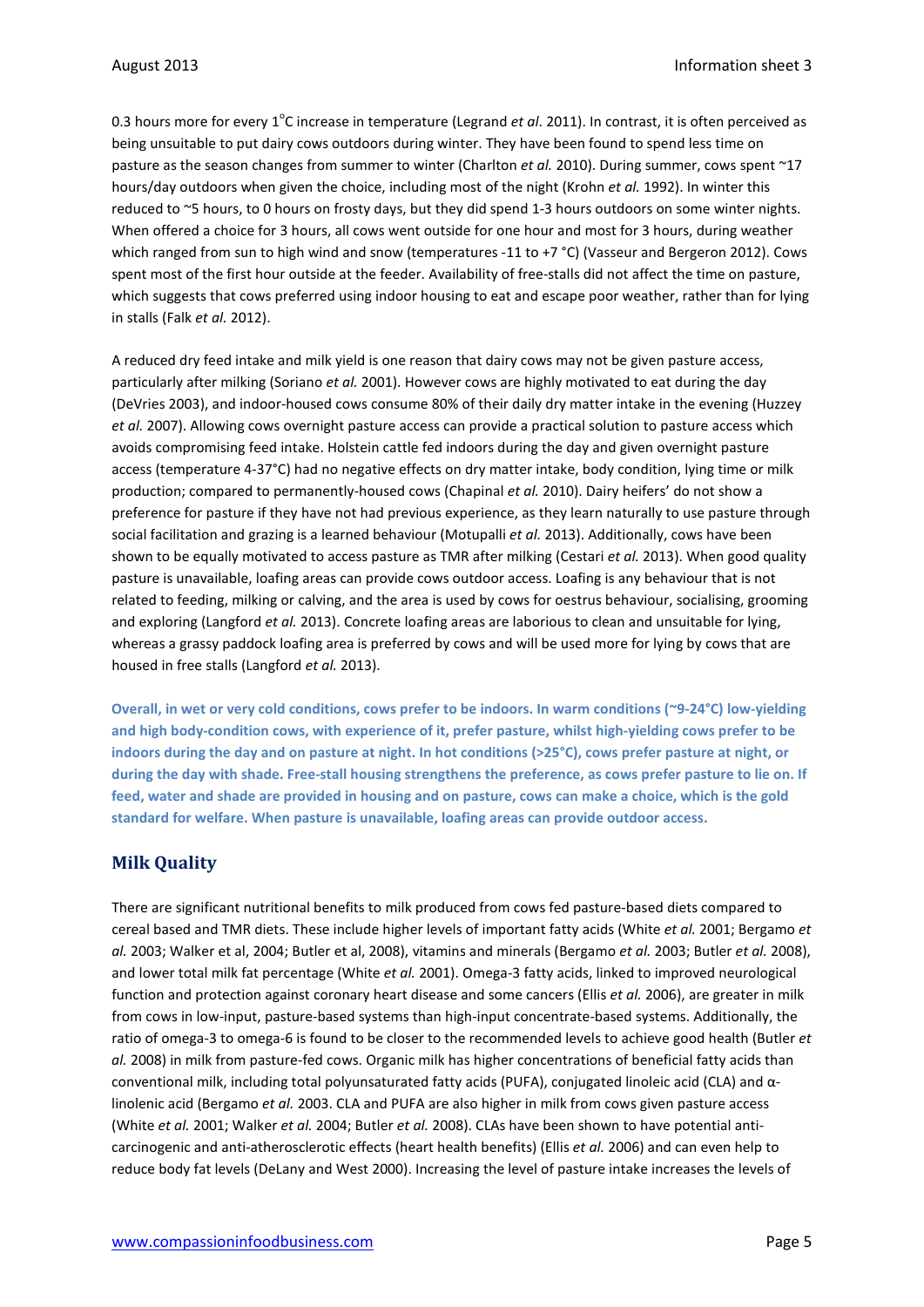0.3 hours more for every 1°C increase in temperature (Legrand *et al*. 2011). In contrast, it is often perceived as being unsuitable to put dairy cows outdoors during winter. They have been found to spend less time on pasture as the season changes from summer to winter (Charlton *et al.* 2010). During summer, cows spent ~17 hours/day outdoors when given the choice, including most of the night (Krohn *et al.* 1992). In winter this reduced to ~5 hours, to 0 hours on frosty days, but they did spend 1-3 hours outdoors on some winter nights. When offered a choice for 3 hours, all cows went outside for one hour and most for 3 hours, during weather which ranged from sun to high wind and snow (temperatures -11 to +7 °C) (Vasseur and Bergeron 2012). Cows spent most of the first hour outside at the feeder. Availability of free-stalls did not affect the time on pasture, which suggests that cows preferred using indoor housing to eat and escape poor weather, rather than for lying in stalls (Falk *et al.* 2012).

A reduced dry feed intake and milk yield is one reason that dairy cows may not be given pasture access, particularly after milking (Soriano *et al.* 2001). However cows are highly motivated to eat during the day (DeVries 2003), and indoor-housed cows consume 80% of their daily dry matter intake in the evening (Huzzey *et al.* 2007). Allowing cows overnight pasture access can provide a practical solution to pasture access which avoids compromising feed intake. Holstein cattle fed indoors during the day and given overnight pasture access (temperature 4-37°C) had no negative effects on dry matter intake, body condition, lying time or milk production; compared to permanently-housed cows (Chapinal *et al.* 2010). Dairy heifers' do not show a preference for pasture if they have not had previous experience, as they learn naturally to use pasture through social facilitation and grazing is a learned behaviour (Motupalli *et al.* 2013). Additionally, cows have been shown to be equally motivated to access pasture as TMR after milking (Cestari *et al.* 2013). When good quality pasture is unavailable, loafing areas can provide cows outdoor access. Loafing is any behaviour that is not related to feeding, milking or calving, and the area is used by cows for oestrus behaviour, socialising, grooming and exploring (Langford *et al.* 2013). Concrete loafing areas are laborious to clean and unsuitable for lying, whereas a grassy paddock loafing area is preferred by cows and will be used more for lying by cows that are housed in free stalls (Langford *et al.* 2013).

**Overall, in wet or very cold conditions, cows prefer to be indoors. In warm conditions (~9-24°C) low-yielding and high body-condition cows, with experience of it, prefer pasture, whilst high-yielding cows prefer to be indoors during the day and on pasture at night. In hot conditions (>25°C), cows prefer pasture at night, or during the day with shade. Free-stall housing strengthens the preference, as cows prefer pasture to lie on. If feed, water and shade are provided in housing and on pasture, cows can make a choice, which is the gold standard for welfare. When pasture is unavailable, loafing areas can provide outdoor access.**

## Milk Quality

There are significant nutritional benefits to milk produced from cows fed pasture-based diets compared to cereal based and TMR diets. These include higher levels of important fatty acids (White *et al.* 2001; Bergamo *et al.* 2003; Walker et al, 2004; Butler et al, 2008), vitamins and minerals (Bergamo *et al.* 2003; Butler *et al.* 2008), and lower total milk fat percentage (White *et al.* 2001). Omega-3 fatty acids, linked to improved neurological function and protection against coronary heart disease and some cancers (Ellis *et al.* 2006), are greater in milk from cows in low-input, pasture-based systems than high-input concentrate-based systems. Additionally, the ratio of omega-3 to omega-6 is found to be closer to the recommended levels to achieve good health (Butler *et al.* 2008) in milk from pasture-fed cows. Organic milk has higher concentrations of beneficial fatty acids than conventional milk, including total polyunsaturated fatty acids (PUFA), conjugated linoleic acid (CLA) and α-linolenic acid (Bergamo *et al.* 2003. CLA and PUFA are also higher in milk from cows given pasture access (White *et al.* 2001; Walker *et al.* 2004; Butler *et al.* 2008). CLAs have been shown to have potential anti-carcinogenic and anti-atherosclerotic effects (heart health benefits) (Ellis *et al.* 2006) and can even help to reduce body fat levels (DeLany and West 2000). Increasing the level of pasture intake increases the levels of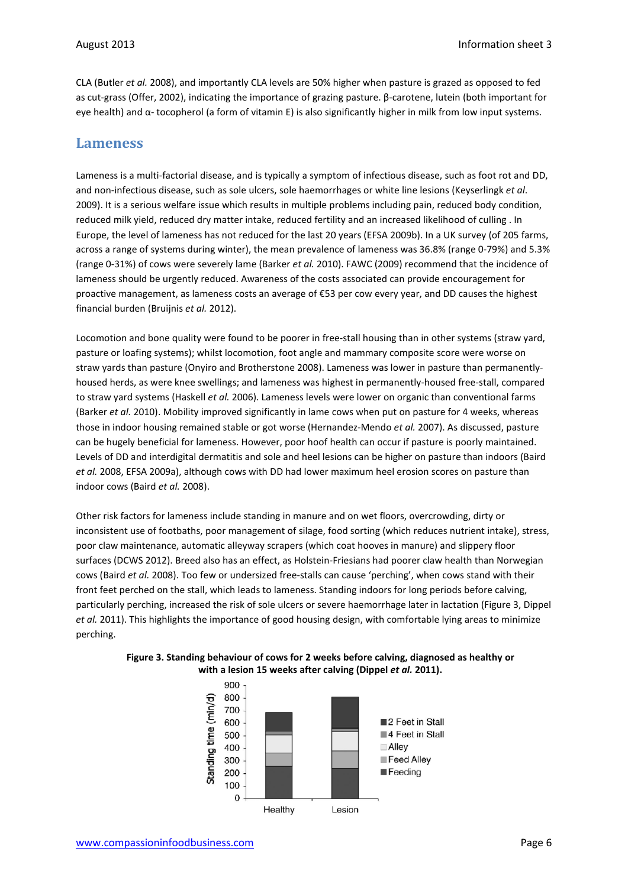CLA (Butler *et al.* 2008), and importantly CLA levels are 50% higher when pasture is grazed as opposed to fed as cut-grass (Offer, 2002), indicating the importance of grazing pasture. β-carotene, lutein (both important for eye health) and α- tocopherol (a form of vitamin E) is also significantly higher in milk from low input systems.

## Lameness

Lameness is a multi-factorial disease, and is typically a symptom of infectious disease, such as foot rot and DD, and non-infectious disease, such as sole ulcers, sole haemorrhages or white line lesions (Keyserlingk *et al*. 2009). It is a serious welfare issue which results in multiple problems including pain, reduced body condition, reduced milk yield, reduced dry matter intake, reduced fertility and an increased likelihood of culling . In Europe, the level of lameness has not reduced for the last 20 years (EFSA 2009b). In a UK survey (of 205 farms, across a range of systems during winter), the mean prevalence of lameness was 36.8% (range 0-79%) and 5.3% (range 0-31%) of cows were severely lame (Barker *et al.* 2010). FAWC (2009) recommend that the incidence of lameness should be urgently reduced. Awareness of the costs associated can provide encouragement for proactive management, as lameness costs an average of €53 per cow every year, and DD causes the highest financial burden (Bruijnis *et al.* 2012).

Locomotion and bone quality were found to be poorer in free-stall housing than in other systems (straw yard, pasture or loafing systems); whilst locomotion, foot angle and mammary composite score were worse on straw yards than pasture (Onyiro and Brotherstone 2008). Lameness was lower in pasture than permanently-housed herds, as were knee swellings; and lameness was highest in permanently-housed free-stall, compared to straw yard systems (Haskell *et al.* 2006). Lameness levels were lower on organic than conventional farms (Barker *et al.* 2010). Mobility improved significantly in lame cows when put on pasture for 4 weeks, whereas those in indoor housing remained stable or got worse (Hernandez-Mendo *et al.* 2007). As discussed, pasture can be hugely beneficial for lameness. However, poor hoof health can occur if pasture is poorly maintained. Levels of DD and interdigital dermatitis and sole and heel lesions can be higher on pasture than indoors (Baird *et al.* 2008, EFSA 2009a), although cows with DD had lower maximum heel erosion scores on pasture than indoor cows (Baird *et al.* 2008).

Other risk factors for lameness include standing in manure and on wet floors, overcrowding, dirty or inconsistent use of footbaths, poor management of silage, food sorting (which reduces nutrient intake), stress, poor claw maintenance, automatic alleyway scrapers (which coat hooves in manure) and slippery floor surfaces (DCWS 2012). Breed also has an effect, as Holstein-Friesians had poorer claw health than Norwegian cows (Baird *et al.* 2008). Too few or undersized free-stalls can cause 'perching', when cows stand with their front feet perched on the stall, which leads to lameness. Standing indoors for long periods before calving, particularly perching, increased the risk of sole ulcers or severe haemorrhage later in lactation (Figure 3, Dippel *et al.* 2011). This highlights the importance of good housing design, with comfortable lying areas to minimize perching.

**Figure 3. Standing behaviour of cows for 2 weeks before calving, diagnosed as healthy or with a lesion 15 weeks after calving (Dippel *et al.* 2011).**

Standing time (min/d)

900
800
700
600
500
400
300
200
100
0

Healthy
Lesion

2 Feet in Stall
4 Feet in Stall
Alley
Feed Alley
Feeding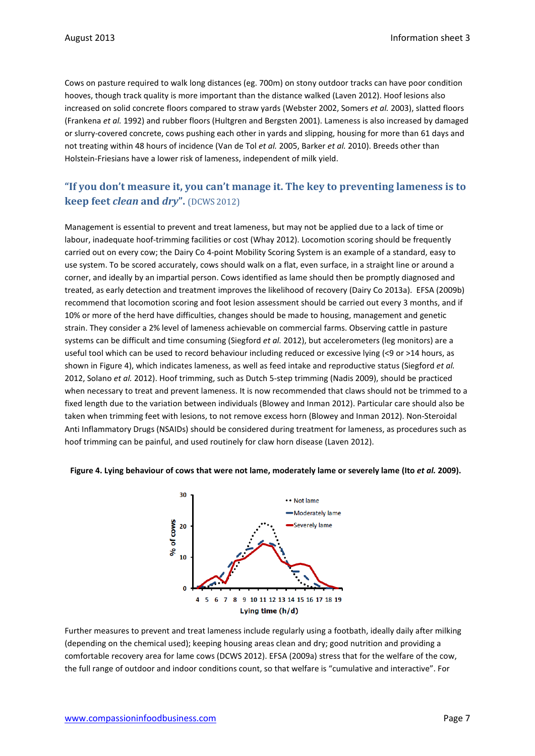Cows on pasture required to walk long distances (eg. 700m) on stony outdoor tracks can have poor condition hooves, though track quality is more important than the distance walked (Laven 2012). Hoof lesions also increased on solid concrete floors compared to straw yards (Webster 2002, Somers *et al.* 2003), slatted floors (Frankena *et al.* 1992) and rubber floors (Hultgren and Bergsten 2001). Lameness is also increased by damaged or slurry-covered concrete, cows pushing each other in yards and slipping, housing for more than 61 days and not treating within 48 hours of incidence (Van de Tol *et al.* 2005, Barker *et al.* 2010). Breeds other than Holstein-Friesians have a lower risk of lameness, independent of milk yield.

## "If you don't measure it, you can't manage it. The key to preventing lameness is to keep feet *clean* and *dry*". (DCWS 2012)

Management is essential to prevent and treat lameness, but may not be applied due to a lack of time or labour, inadequate hoof-trimming facilities or cost (Whay 2012). Locomotion scoring should be frequently carried out on every cow; the Dairy Co 4-point Mobility Scoring System is an example of a standard, easy to use system. To be scored accurately, cows should walk on a flat, even surface, in a straight line or around a corner, and ideally by an impartial person. Cows identified as lame should then be promptly diagnosed and treated, as early detection and treatment improves the likelihood of recovery (Dairy Co 2013a). EFSA (2009b) recommend that locomotion scoring and foot lesion assessment should be carried out every 3 months, and if 10% or more of the herd have difficulties, changes should be made to housing, management and genetic strain. They consider a 2% level of lameness achievable on commercial farms. Observing cattle in pasture systems can be difficult and time consuming (Siegford *et al.* 2012), but accelerometers (leg monitors) are a useful tool which can be used to record behaviour including reduced or excessive lying (<9 or >14 hours, as shown in Figure 4), which indicates lameness, as well as feed intake and reproductive status (Siegford *et al.* 2012, Solano *et al.* 2012). Hoof trimming, such as Dutch 5-step trimming (Nadis 2009), should be practiced when necessary to treat and prevent lameness. It is now recommended that claws should not be trimmed to a fixed length due to the variation between individuals (Blowey and Inman 2012). Particular care should also be taken when trimming feet with lesions, to not remove excess horn (Blowey and Inman 2012). Non-Steroidal Anti Inflammatory Drugs (NSAIDs) should be considered during treatment for lameness, as procedures such as hoof trimming can be painful, and used routinely for claw horn disease (Laven 2012).

**Figure 4. Lying behaviour of cows that were not lame, moderately lame or severely lame (Ito *et al.* 2009).**

Not lame
Moderately lame
Severely lame

% of cows

0
10
20
30

4 5 6 7 8 9 10 11 12 13 14 15 16 17 18 19

Lying time (h/d)

Further measures to prevent and treat lameness include regularly using a footbath, ideally daily after milking (depending on the chemical used); keeping housing areas clean and dry; good nutrition and providing a comfortable recovery area for lame cows (DCWS 2012). EFSA (2009a) stress that for the welfare of the cow, the full range of outdoor and indoor conditions count, so that welfare is "cumulative and interactive". For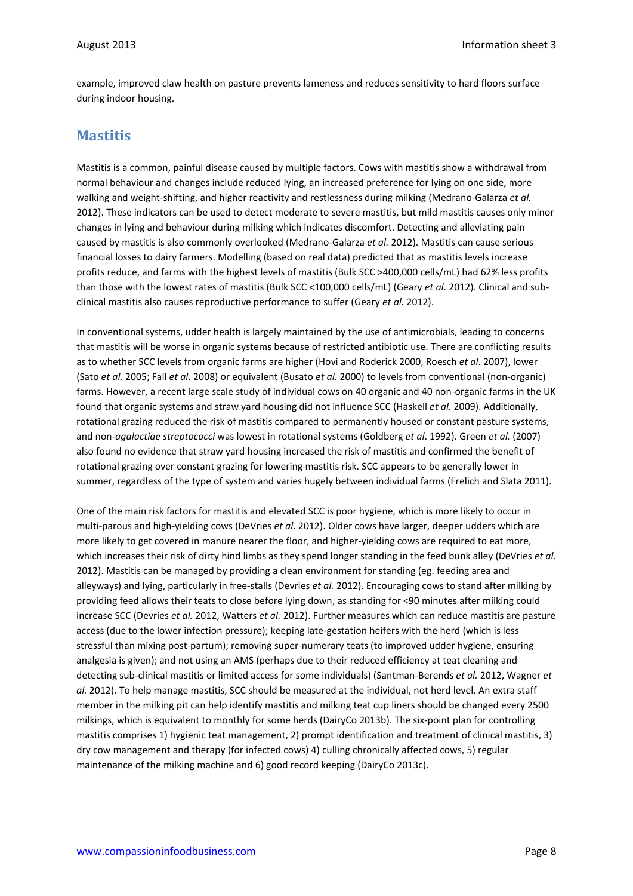example, improved claw health on pasture prevents lameness and reduces sensitivity to hard floors surface during indoor housing.

## Mastitis

Mastitis is a common, painful disease caused by multiple factors. Cows with mastitis show a withdrawal from normal behaviour and changes include reduced lying, an increased preference for lying on one side, more walking and weight-shifting, and higher reactivity and restlessness during milking (Medrano-Galarza *et al.* 2012). These indicators can be used to detect moderate to severe mastitis, but mild mastitis causes only minor changes in lying and behaviour during milking which indicates discomfort. Detecting and alleviating pain caused by mastitis is also commonly overlooked (Medrano-Galarza *et al.* 2012). Mastitis can cause serious financial losses to dairy farmers. Modelling (based on real data) predicted that as mastitis levels increase profits reduce, and farms with the highest levels of mastitis (Bulk SCC >400,000 cells/mL) had 62% less profits than those with the lowest rates of mastitis (Bulk SCC <100,000 cells/mL) (Geary *et al.* 2012). Clinical and sub-clinical mastitis also causes reproductive performance to suffer (Geary *et al.* 2012).

In conventional systems, udder health is largely maintained by the use of antimicrobials, leading to concerns that mastitis will be worse in organic systems because of restricted antibiotic use. There are conflicting results as to whether SCC levels from organic farms are higher (Hovi and Roderick 2000, Roesch *et al*. 2007), lower (Sato *et al*. 2005; Fall *et al*. 2008) or equivalent (Busato *et al.* 2000) to levels from conventional (non-organic) farms. However, a recent large scale study of individual cows on 40 organic and 40 non-organic farms in the UK found that organic systems and straw yard housing did not influence SCC (Haskell *et al.* 2009). Additionally, rotational grazing reduced the risk of mastitis compared to permanently housed or constant pasture systems, and non-*agalactiae streptococci* was lowest in rotational systems (Goldberg *et al*. 1992). Green *et al.* (2007) also found no evidence that straw yard housing increased the risk of mastitis and confirmed the benefit of rotational grazing over constant grazing for lowering mastitis risk. SCC appears to be generally lower in summer, regardless of the type of system and varies hugely between individual farms (Frelich and Slata 2011).

One of the main risk factors for mastitis and elevated SCC is poor hygiene, which is more likely to occur in multi-parous and high-yielding cows (DeVries *et al.* 2012). Older cows have larger, deeper udders which are more likely to get covered in manure nearer the floor, and higher-yielding cows are required to eat more, which increases their risk of dirty hind limbs as they spend longer standing in the feed bunk alley (DeVries *et al.* 2012). Mastitis can be managed by providing a clean environment for standing (eg. feeding area and alleyways) and lying, particularly in free-stalls (Devries *et al.* 2012). Encouraging cows to stand after milking by providing feed allows their teats to close before lying down, as standing for <90 minutes after milking could increase SCC (Devries *et al.* 2012, Watters *et al.* 2012). Further measures which can reduce mastitis are pasture access (due to the lower infection pressure); keeping late-gestation heifers with the herd (which is less stressful than mixing post-partum); removing super-numerary teats (to improved udder hygiene, ensuring analgesia is given); and not using an AMS (perhaps due to their reduced efficiency at teat cleaning and detecting sub-clinical mastitis or limited access for some individuals) (Santman-Berends *et al.* 2012, Wagner *et al.* 2012). To help manage mastitis, SCC should be measured at the individual, not herd level. An extra staff member in the milking pit can help identify mastitis and milking teat cup liners should be changed every 2500 milkings, which is equivalent to monthly for some herds (DairyCo 2013b). The six-point plan for controlling mastitis comprises 1) hygienic teat management, 2) prompt identification and treatment of clinical mastitis, 3) dry cow management and therapy (for infected cows) 4) culling chronically affected cows, 5) regular maintenance of the milking machine and 6) good record keeping (DairyCo 2013c).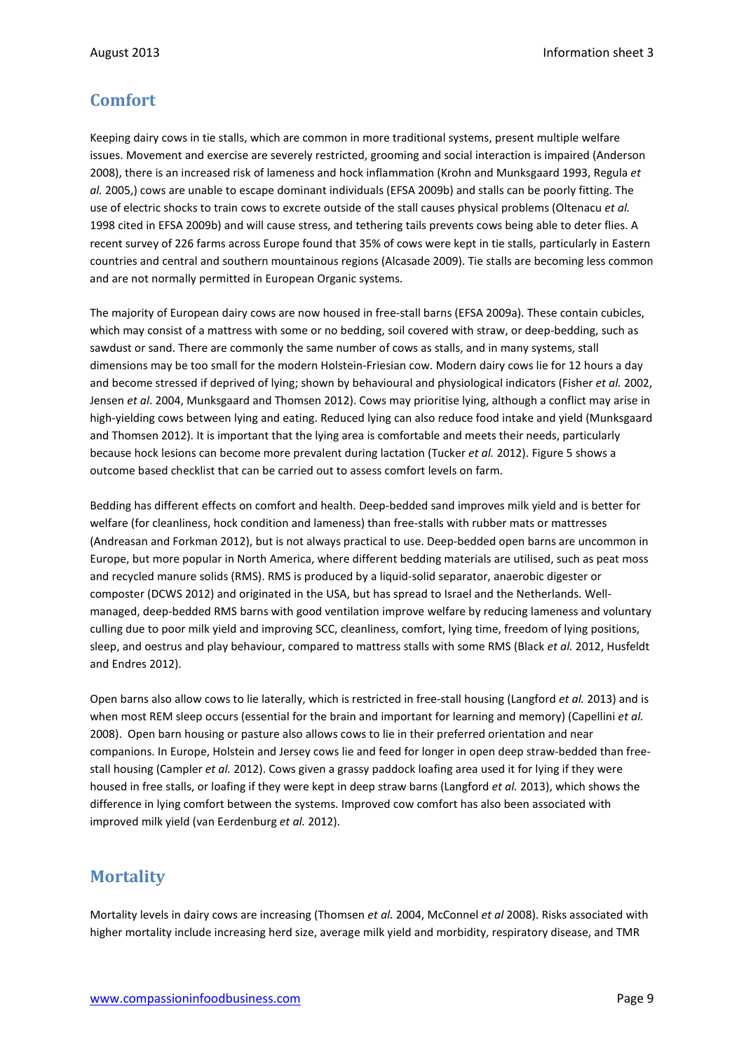## Comfort

Keeping dairy cows in tie stalls, which are common in more traditional systems, present multiple welfare issues. Movement and exercise are severely restricted, grooming and social interaction is impaired (Anderson 2008), there is an increased risk of lameness and hock inflammation (Krohn and Munksgaard 1993, Regula *et al.* 2005,) cows are unable to escape dominant individuals (EFSA 2009b) and stalls can be poorly fitting. The use of electric shocks to train cows to excrete outside of the stall causes physical problems (Oltenacu *et al.* 1998 cited in EFSA 2009b) and will cause stress, and tethering tails prevents cows being able to deter flies. A recent survey of 226 farms across Europe found that 35% of cows were kept in tie stalls, particularly in Eastern countries and central and southern mountainous regions (Alcasade 2009). Tie stalls are becoming less common and are not normally permitted in European Organic systems.

The majority of European dairy cows are now housed in free-stall barns (EFSA 2009a). These contain cubicles, which may consist of a mattress with some or no bedding, soil covered with straw, or deep-bedding, such as sawdust or sand. There are commonly the same number of cows as stalls, and in many systems, stall dimensions may be too small for the modern Holstein-Friesian cow. Modern dairy cows lie for 12 hours a day and become stressed if deprived of lying; shown by behavioural and physiological indicators (Fisher *et al.* 2002, Jensen *et al*. 2004, Munksgaard and Thomsen 2012). Cows may prioritise lying, although a conflict may arise in high-yielding cows between lying and eating. Reduced lying can also reduce food intake and yield (Munksgaard and Thomsen 2012). It is important that the lying area is comfortable and meets their needs, particularly because hock lesions can become more prevalent during lactation (Tucker *et al.* 2012). Figure 5 shows a outcome based checklist that can be carried out to assess comfort levels on farm.

Bedding has different effects on comfort and health. Deep-bedded sand improves milk yield and is better for welfare (for cleanliness, hock condition and lameness) than free-stalls with rubber mats or mattresses (Andreasan and Forkman 2012), but is not always practical to use. Deep-bedded open barns are uncommon in Europe, but more popular in North America, where different bedding materials are utilised, such as peat moss and recycled manure solids (RMS). RMS is produced by a liquid-solid separator, anaerobic digester or composter (DCWS 2012) and originated in the USA, but has spread to Israel and the Netherlands. Well-managed, deep-bedded RMS barns with good ventilation improve welfare by reducing lameness and voluntary culling due to poor milk yield and improving SCC, cleanliness, comfort, lying time, freedom of lying positions, sleep, and oestrus and play behaviour, compared to mattress stalls with some RMS (Black *et al.* 2012, Husfeldt and Endres 2012).

Open barns also allow cows to lie laterally, which is restricted in free-stall housing (Langford *et al.* 2013) and is when most REM sleep occurs (essential for the brain and important for learning and memory) (Capellini *et al.* 2008). Open barn housing or pasture also allows cows to lie in their preferred orientation and near companions. In Europe, Holstein and Jersey cows lie and feed for longer in open deep straw-bedded than free-stall housing (Campler *et al.* 2012). Cows given a grassy paddock loafing area used it for lying if they were housed in free stalls, or loafing if they were kept in deep straw barns (Langford *et al.* 2013), which shows the difference in lying comfort between the systems. Improved cow comfort has also been associated with improved milk yield (van Eerdenburg *et al.* 2012).

## Mortality

Mortality levels in dairy cows are increasing (Thomsen *et al.* 2004, McConnel *et al* 2008). Risks associated with higher mortality include increasing herd size, average milk yield and morbidity, respiratory disease, and TMR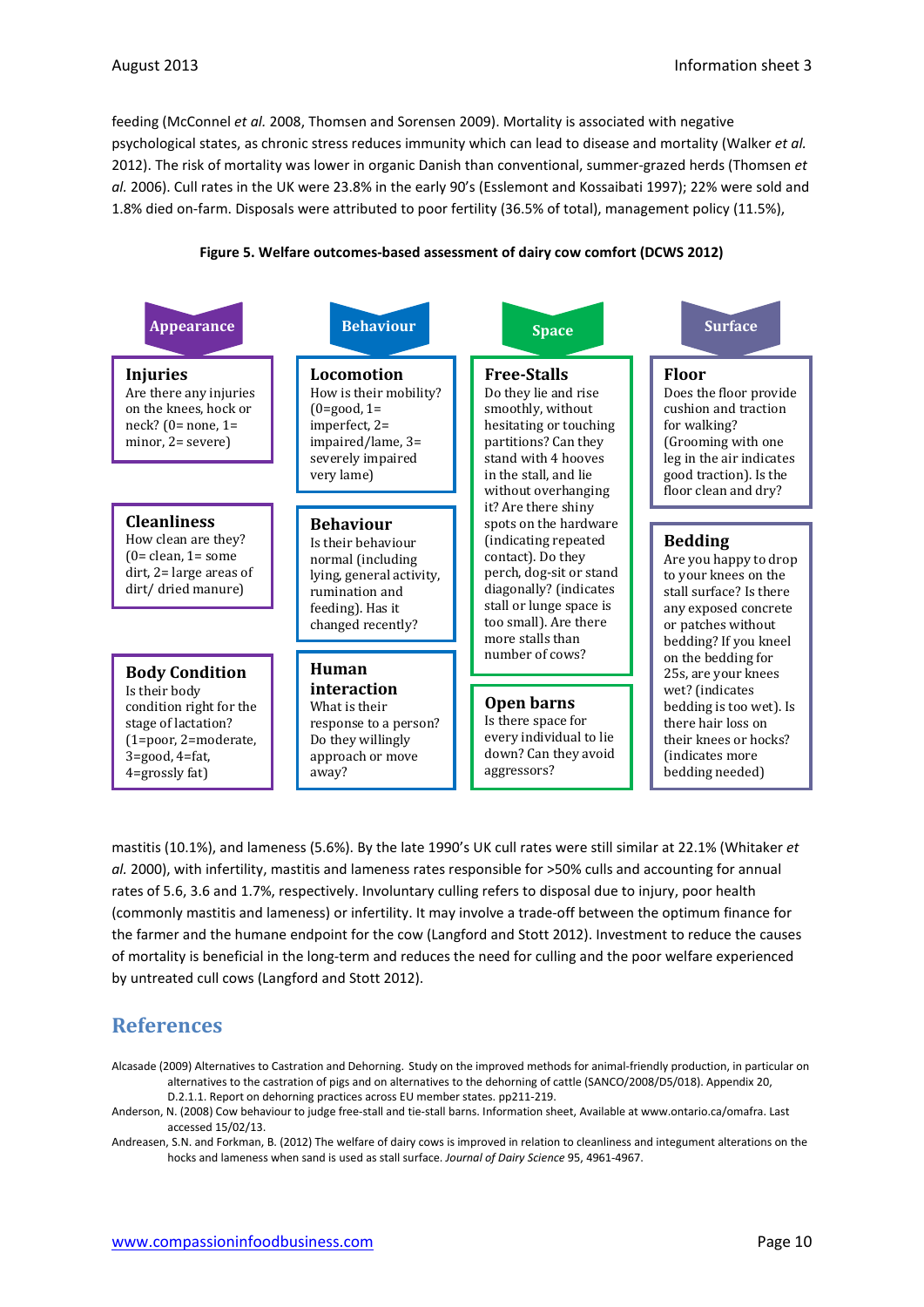feeding (McConnel *et al.* 2008, Thomsen and Sorensen 2009). Mortality is associated with negative psychological states, as chronic stress reduces immunity which can lead to disease and mortality (Walker *et al.* 2012). The risk of mortality was lower in organic Danish than conventional, summer-grazed herds (Thomsen *et al.* 2006). Cull rates in the UK were 23.8% in the early 90's (Esslemont and Kossaibati 1997); 22% were sold and 1.8% died on-farm. Disposals were attributed to poor fertility (36.5% of total), management policy (11.5%),

**Figure 5. Welfare outcomes-based assessment of dairy cow comfort (DCWS 2012)**

**Appearance**

**Injuries**
Are there any injuries on the knees, hock or neck? (0= none, 1= minor, 2= severe)

**Cleanliness**
How clean are they? (0= clean, 1= some dirt, 2= large areas of dirt/ dried manure)

**Body Condition**
Is their body condition right for the stage of lactation? (1=poor, 2=moderate, 3=good, 4=fat, 4=grossly fat)

**Behaviour**

**Locomotion**
How is their mobility? (0=good, 1= imperfect, 2= impaired/lame, 3= severely impaired very lame)

**Behaviour**
Is their behaviour normal (including lying, general activity, rumination and feeding). Has it changed recently?

**Human interaction**
What is their response to a person? Do they willingly approach or move away?

**Space**

**Free-Stalls**
Do they lie and rise smoothly, without hesitating or touching partitions? Can they stand with 4 hooves in the stall, and lie without overhanging it? Are there shiny spots on the hardware (indicating repeated contact). Do they perch, dog-sit or stand diagonally? (indicates stall or lunge space is too small). Are there more stalls than number of cows?

**Open barns**
Is there space for every individual to lie down? Can they avoid aggressors?

**Surface**

**Floor**
Does the floor provide cushion and traction for walking? (Grooming with one leg in the air indicates good traction). Is the floor clean and dry?

**Bedding**
Are you happy to drop to your knees on the stall surface? Is there any exposed concrete or patches without bedding? If you kneel on the bedding for 25s, are your knees wet? (indicates bedding is too wet). Is there hair loss on their knees or hocks? (indicates more bedding needed)

mastitis (10.1%), and lameness (5.6%). By the late 1990's UK cull rates were still similar at 22.1% (Whitaker *et al.* 2000), with infertility, mastitis and lameness rates responsible for >50% culls and accounting for annual rates of 5.6, 3.6 and 1.7%, respectively. Involuntary culling refers to disposal due to injury, poor health (commonly mastitis and lameness) or infertility. It may involve a trade-off between the optimum finance for the farmer and the humane endpoint for the cow (Langford and Stott 2012). Investment to reduce the causes of mortality is beneficial in the long-term and reduces the need for culling and the poor welfare experienced by untreated cull cows (Langford and Stott 2012).

## References

Alcasade (2009) Alternatives to Castration and Dehorning. Study on the improved methods for animal-friendly production, in particular on alternatives to the castration of pigs and on alternatives to the dehorning of cattle (SANCO/2008/D5/018). Appendix 20, D.2.1.1. Report on dehorning practices across EU member states. pp211-219.

Anderson, N. (2008) Cow behaviour to judge free-stall and tie-stall barns. Information sheet, Available at www.ontario.ca/omafra. Last accessed 15/02/13.

Andreasen, S.N. and Forkman, B. (2012) The welfare of dairy cows is improved in relation to cleanliness and integument alterations on the hocks and lameness when sand is used as stall surface. *Journal of Dairy Science* 95, 4961-4967.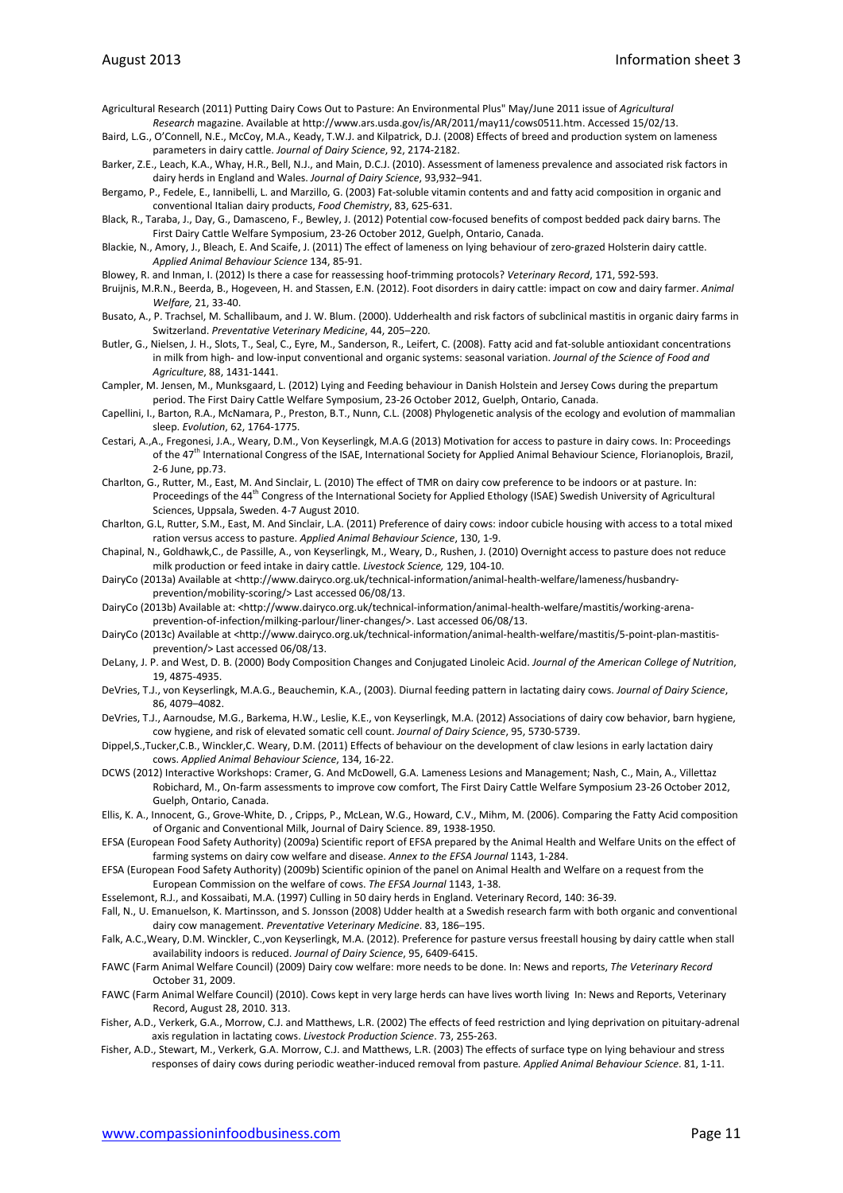Agricultural Research (2011) Putting Dairy Cows Out to Pasture: An Environmental Plus" May/June 2011 issue of *Agricultural Research* magazine. Available at http://www.ars.usda.gov/is/AR/2011/may11/cows0511.htm. Accessed 15/02/13.

Baird, L.G., O'Connell, N.E., McCoy, M.A., Keady, T.W.J. and Kilpatrick, D.J. (2008) Effects of breed and production system on lameness parameters in dairy cattle. *Journal of Dairy Science*, 92, 2174-2182.

Barker, Z.E., Leach, K.A., Whay, H.R., Bell, N.J., and Main, D.C.J. (2010). Assessment of lameness prevalence and associated risk factors in dairy herds in England and Wales. *Journal of Dairy Science*, 93,932–941.

Bergamo, P., Fedele, E., Iannibelli, L. and Marzillo, G. (2003) Fat-soluble vitamin contents and and fatty acid composition in organic and conventional Italian dairy products, *Food Chemistry*, 83, 625-631.

Black, R., Taraba, J., Day, G., Damasceno, F., Bewley, J. (2012) Potential cow-focused benefits of compost bedded pack dairy barns. The First Dairy Cattle Welfare Symposium, 23-26 October 2012, Guelph, Ontario, Canada.

Blackie, N., Amory, J., Bleach, E. And Scaife, J. (2011) The effect of lameness on lying behaviour of zero-grazed Holsterin dairy cattle. *Applied Animal Behaviour Science* 134, 85-91.

Blowey, R. and Inman, I. (2012) Is there a case for reassessing hoof-trimming protocols? *Veterinary Record*, 171, 592-593.

Bruijnis, M.R.N., Beerda, B., Hogeveen, H. and Stassen, E.N. (2012). Foot disorders in dairy cattle: impact on cow and dairy farmer. *Animal Welfare,* 21, 33-40.

Busato, A., P. Trachsel, M. Schallibaum, and J. W. Blum. (2000). Udderhealth and risk factors of subclinical mastitis in organic dairy farms in Switzerland. *Preventative Veterinary Medicine*, 44, 205–220.

Butler, G., Nielsen, J. H., Slots, T., Seal, C., Eyre, M., Sanderson, R., Leifert, C. (2008). Fatty acid and fat-soluble antioxidant concentrations in milk from high- and low-input conventional and organic systems: seasonal variation. *Journal of the Science of Food and Agriculture*, 88, 1431-1441.

Campler, M. Jensen, M., Munksgaard, L. (2012) Lying and Feeding behaviour in Danish Holstein and Jersey Cows during the prepartum period. The First Dairy Cattle Welfare Symposium, 23-26 October 2012, Guelph, Ontario, Canada.

Capellini, I., Barton, R.A., McNamara, P., Preston, B.T., Nunn, C.L. (2008) Phylogenetic analysis of the ecology and evolution of mammalian sleep. *Evolution*, 62, 1764-1775.

Cestari, A.,A., Fregonesi, J.A., Weary, D.M., Von Keyserlingk, M.A.G (2013) Motivation for access to pasture in dairy cows. In: Proceedings of the 47th International Congress of the ISAE, International Society for Applied Animal Behaviour Science, Florianoplois, Brazil, 2-6 June, pp.73.

Charlton, G., Rutter, M., East, M. And Sinclair, L. (2010) The effect of TMR on dairy cow preference to be indoors or at pasture. In: Proceedings of the 44th Congress of the International Society for Applied Ethology (ISAE) Swedish University of Agricultural Sciences, Uppsala, Sweden. 4-7 August 2010.

Charlton, G.L, Rutter, S.M., East, M. And Sinclair, L.A. (2011) Preference of dairy cows: indoor cubicle housing with access to a total mixed ration versus access to pasture. *Applied Animal Behaviour Science*, 130, 1-9.

Chapinal, N., Goldhawk,C., de Passille, A., von Keyserlingk, M., Weary, D., Rushen, J. (2010) Overnight access to pasture does not reduce milk production or feed intake in dairy cattle. *Livestock Science,* 129, 104-10.

DairyCo (2013a) Available at <http://www.dairyco.org.uk/technical-information/animal-health-welfare/lameness/husbandry-prevention/mobility-scoring/> Last accessed 06/08/13.

DairyCo (2013b) Available at: <http://www.dairyco.org.uk/technical-information/animal-health-welfare/mastitis/working-arena-prevention-of-infection/milking-parlour/liner-changes/>. Last accessed 06/08/13.

DairyCo (2013c) Available at <http://www.dairyco.org.uk/technical-information/animal-health-welfare/mastitis/5-point-plan-mastitis-prevention/> Last accessed 06/08/13.

DeLany, J. P. and West, D. B. (2000) Body Composition Changes and Conjugated Linoleic Acid. *Journal of the American College of Nutrition*, 19, 4875-4935.

DeVries, T.J., von Keyserlingk, M.A.G., Beauchemin, K.A., (2003). Diurnal feeding pattern in lactating dairy cows. *Journal of Dairy Science*, 86, 4079–4082.

DeVries, T.J., Aarnoudse, M.G., Barkema, H.W., Leslie, K.E., von Keyserlingk, M.A. (2012) Associations of dairy cow behavior, barn hygiene, cow hygiene, and risk of elevated somatic cell count. *Journal of Dairy Science*, 95, 5730-5739.

Dippel,S.,Tucker,C.B., Winckler,C. Weary, D.M. (2011) Effects of behaviour on the development of claw lesions in early lactation dairy cows. *Applied Animal Behaviour Science*, 134, 16-22.

DCWS (2012) Interactive Workshops: Cramer, G. And McDowell, G.A. Lameness Lesions and Management; Nash, C., Main, A., Villettaz Robichard, M., On-farm assessments to improve cow comfort, The First Dairy Cattle Welfare Symposium 23-26 October 2012, Guelph, Ontario, Canada.

Ellis, K. A., Innocent, G., Grove-White, D. , Cripps, P., McLean, W.G., Howard, C.V., Mihm, M. (2006). Comparing the Fatty Acid composition of Organic and Conventional Milk, Journal of Dairy Science. 89, 1938-1950.

EFSA (European Food Safety Authority) (2009a) Scientific report of EFSA prepared by the Animal Health and Welfare Units on the effect of farming systems on dairy cow welfare and disease. *Annex to the EFSA Journal* 1143, 1-284.

EFSA (European Food Safety Authority) (2009b) Scientific opinion of the panel on Animal Health and Welfare on a request from the European Commission on the welfare of cows. *The EFSA Journal* 1143, 1-38.

Esselemont, R.J., and Kossaibati, M.A. (1997) Culling in 50 dairy herds in England. Veterinary Record, 140: 36-39.

Fall, N., U. Emanuelson, K. Martinsson, and S. Jonsson (2008) Udder health at a Swedish research farm with both organic and conventional dairy cow management. *Preventative Veterinary Medicine*. 83, 186–195.

Falk, A.C.,Weary, D.M. Winckler, C.,von Keyserlingk, M.A. (2012). Preference for pasture versus freestall housing by dairy cattle when stall availability indoors is reduced. *Journal of Dairy Science*, 95, 6409-6415.

FAWC (Farm Animal Welfare Council) (2009) Dairy cow welfare: more needs to be done. In: News and reports, *The Veterinary Record* October 31, 2009.

FAWC (Farm Animal Welfare Council) (2010). Cows kept in very large herds can have lives worth living In: News and Reports, Veterinary Record, August 28, 2010. 313.

Fisher, A.D., Verkerk, G.A., Morrow, C.J. and Matthews, L.R. (2002) The effects of feed restriction and lying deprivation on pituitary-adrenal axis regulation in lactating cows. *Livestock Production Science*. 73, 255-263.

Fisher, A.D., Stewart, M., Verkerk, G.A. Morrow, C.J. and Matthews, L.R. (2003) The effects of surface type on lying behaviour and stress responses of dairy cows during periodic weather-induced removal from pasture*. Applied Animal Behaviour Science*. 81, 1-11.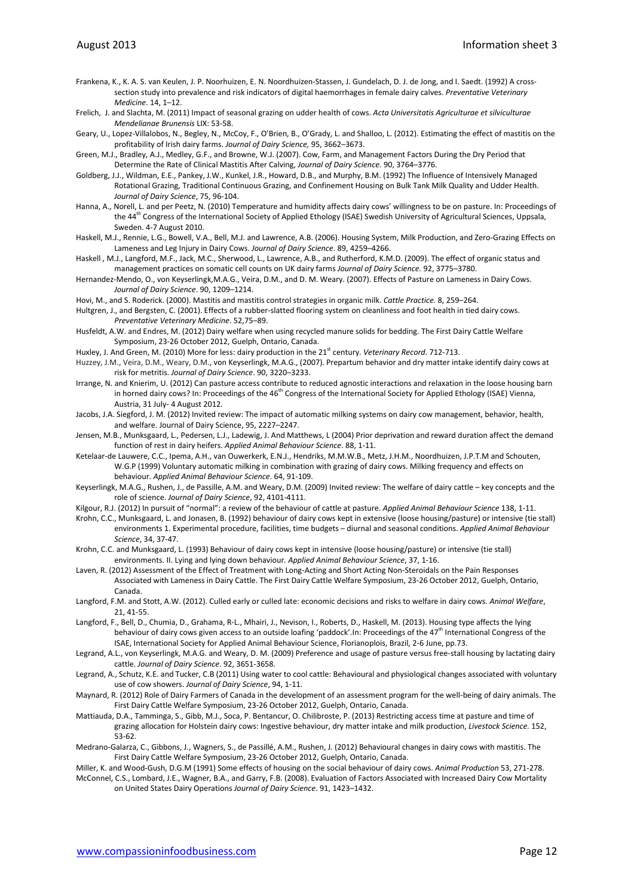Frankena, K., K. A. S. van Keulen, J. P. Noorhuizen, E. N. Noordhuizen-Stassen, J. Gundelach, D. J. de Jong, and I. Saedt. (1992) A cross-section study into prevalence and risk indicators of digital haemorrhages in female dairy calves. *Preventative Veterinary Medicine*. 14, 1–12.

Frelich, J. and Slachta, M. (2011) Impact of seasonal grazing on udder health of cows. *Acta Universitatis Agriculturae et silviculturae Mendelianae Brunensis* LIX: 53-58.

Geary, U., Lopez-Villalobos, N., Begley, N., McCoy, F., O'Brien, B., O'Grady, L. and Shalloo, L. (2012). Estimating the effect of mastitis on the profitability of Irish dairy farms. *Journal of Dairy Science,* 95, 3662–3673.

Green, M.J., Bradley, A.J., Medley, G.F., and Browne, W.J. (2007). Cow, Farm, and Management Factors During the Dry Period that Determine the Rate of Clinical Mastitis After Calving, *Journal of Dairy Science.* 90, 3764–3776.

Goldberg, J.J., Wildman, E.E., Pankey, J.W., Kunkel, J.R., Howard, D.B., and Murphy, B.M. (1992) The Influence of Intensively Managed Rotational Grazing, Traditional Continuous Grazing, and Confinement Housing on Bulk Tank Milk Quality and Udder Health. *Journal of Dairy Science*, 75, 96-104.

Hanna, A., Norell, L. and per Peetz, N. (2010) Temperature and humidity affects dairy cows' willingness to be on pasture. In: Proceedings of the 44th Congress of the International Society of Applied Ethology (ISAE) Swedish University of Agricultural Sciences, Uppsala, Sweden. 4-7 August 2010.

Haskell, M.J., Rennie, L.G., Bowell, V.A., Bell, M.J. and Lawrence, A.B. (2006). Housing System, Milk Production, and Zero-Grazing Effects on Lameness and Leg Injury in Dairy Cows. *Journal of Dairy Science*. 89, 4259–4266.

Haskell , M.J., Langford, M.F., Jack, M.C., Sherwood, L., Lawrence, A.B., and Rutherford, K.M.D. (2009). The effect of organic status and management practices on somatic cell counts on UK dairy farms *Journal of Dairy Science.* 92, 3775–3780.

Hernandez-Mendo, O., von Keyserlingk,M.A.G., Veira, D.M., and D. M. Weary. (2007). Effects of Pasture on Lameness in Dairy Cows. *Journal of Dairy Science*. 90, 1209–1214.

Hovi, M., and S. Roderick. (2000). Mastitis and mastitis control strategies in organic milk. *Cattle Practice.* 8, 259–264.

Hultgren, J., and Bergsten, C. (2001). Effects of a rubber-slatted flooring system on cleanliness and foot health in tied dairy cows. *Preventative Veterinary Medicine*. 52,75–89.

Husfeldt, A.W. and Endres, M. (2012) Dairy welfare when using recycled manure solids for bedding. The First Dairy Cattle Welfare Symposium, 23-26 October 2012, Guelph, Ontario, Canada.

Huxley, J. And Green, M. (2010) More for less: dairy production in the 21st century. *Veterinary Record*. 712-713.

Huzzey, J.M., Veira, D.M., Weary, D.M., von Keyserlingk, M.A.G., (2007). Prepartum behavior and dry matter intake identify dairy cows at risk for metritis. *Journal of Dairy Science*. 90, 3220–3233.

Irrange, N. and Knierim, U. (2012) Can pasture access contribute to reduced agnostic interactions and relaxation in the loose housing barn in horned dairy cows? In: Proceedings of the 46th Congress of the International Society for Applied Ethology (ISAE) Vienna, Austria, 31 July- 4 August 2012.

Jacobs, J.A. Siegford, J. M. (2012) Invited review: The impact of automatic milking systems on dairy cow management, behavior, health, and welfare. Journal of Dairy Science, 95, 2227–2247.

Jensen, M.B., Munksgaard, L., Pedersen, L.J., Ladewig, J. And Matthews, L (2004) Prior deprivation and reward duration affect the demand function of rest in dairy heifers. *Applied Animal Behaviour Science*. 88, 1-11.

Ketelaar-de Lauwere, C.C., Ipema, A.H., van Ouwerkerk, E.N.J., Hendriks, M.M.W.B., Metz, J.H.M., Noordhuizen, J.P.T.M and Schouten, W.G.P (1999) Voluntary automatic milking in combination with grazing of dairy cows. Milking frequency and effects on behaviour. *Applied Animal Behaviour Science*. 64, 91-109.

Keyserlingk, M.A.G., Rushen, J., de Passille, A.M. and Weary, D.M. (2009) Invited review: The welfare of dairy cattle – key concepts and the role of science. *Journal of Dairy Science*, 92, 4101-4111.

Kilgour, R.J. (2012) In pursuit of "normal": a review of the behaviour of cattle at pasture. *Applied Animal Behaviour Science* 138, 1-11.

Krohn, C.C., Munksgaard, L. and Jonasen, B. (1992) behaviour of dairy cows kept in extensive (loose housing/pasture) or intensive (tie stall) environments 1. Experimental procedure, facilities, time budgets – diurnal and seasonal conditions. *Applied Animal Behaviour Science*, 34, 37-47.

Krohn, C.C. and Munksgaard, L. (1993) Behaviour of dairy cows kept in intensive (loose housing/pasture) or intensive (tie stall) environments. II. Lying and lying down behaviour. *Applied Animal Behaviour Science*, 37, 1-16.

Laven, R. (2012) Assessment of the Effect of Treatment with Long-Acting and Short Acting Non-Steroidals on the Pain Responses Associated with Lameness in Dairy Cattle. The First Dairy Cattle Welfare Symposium, 23-26 October 2012, Guelph, Ontario, Canada.

Langford, F.M. and Stott, A.W. (2012). Culled early or culled late: economic decisions and risks to welfare in dairy cows. *Animal Welfare*, 21, 41-55.

Langford, F., Bell, D., Chumia, D., Grahama, R-L., Mhairi, J., Nevison, I., Roberts, D., Haskell, M. (2013). Housing type affects the lying behaviour of dairy cows given access to an outside loafing 'paddock'.In: Proceedings of the 47th International Congress of the ISAE, International Society for Applied Animal Behaviour Science, Florianoplois, Brazil, 2-6 June, pp.73.

Legrand, A.L., von Keyserlingk, M.A.G. and Weary, D. M. (2009) Preference and usage of pasture versus free-stall housing by lactating dairy cattle. *Journal of Dairy Science*. 92, 3651-3658.

Legrand, A., Schutz, K.E. and Tucker, C.B (2011) Using water to cool cattle: Behavioural and physiological changes associated with voluntary use of cow showers. *Journal of Dairy Science*, 94, 1-11.

Maynard, R. (2012) Role of Dairy Farmers of Canada in the development of an assessment program for the well-being of dairy animals. The First Dairy Cattle Welfare Symposium, 23-26 October 2012, Guelph, Ontario, Canada.

Mattiauda, D.A., Tamminga, S., Gibb, M.J., Soca, P. Bentancur, O. Chilibroste, P. (2013) Restricting access time at pasture and time of grazing allocation for Holstein dairy cows: Ingestive behaviour, dry matter intake and milk production, *Livestock Science.* 152, 53-62.

Medrano-Galarza, C., Gibbons, J., Wagners, S., de Passillé, A.M., Rushen, J. (2012) Behavioural changes in dairy cows with mastitis. The First Dairy Cattle Welfare Symposium, 23-26 October 2012, Guelph, Ontario, Canada.

Miller, K. and Wood-Gush, D.G.M (1991) Some effects of housing on the social behaviour of dairy cows. *Animal Production* 53, 271-278.

McConnel, C.S., Lombard, J.E., Wagner, B.A., and Garry, F.B. (2008). Evaluation of Factors Associated with Increased Dairy Cow Mortality on United States Dairy Operations *Journal of Dairy Science*. 91, 1423–1432.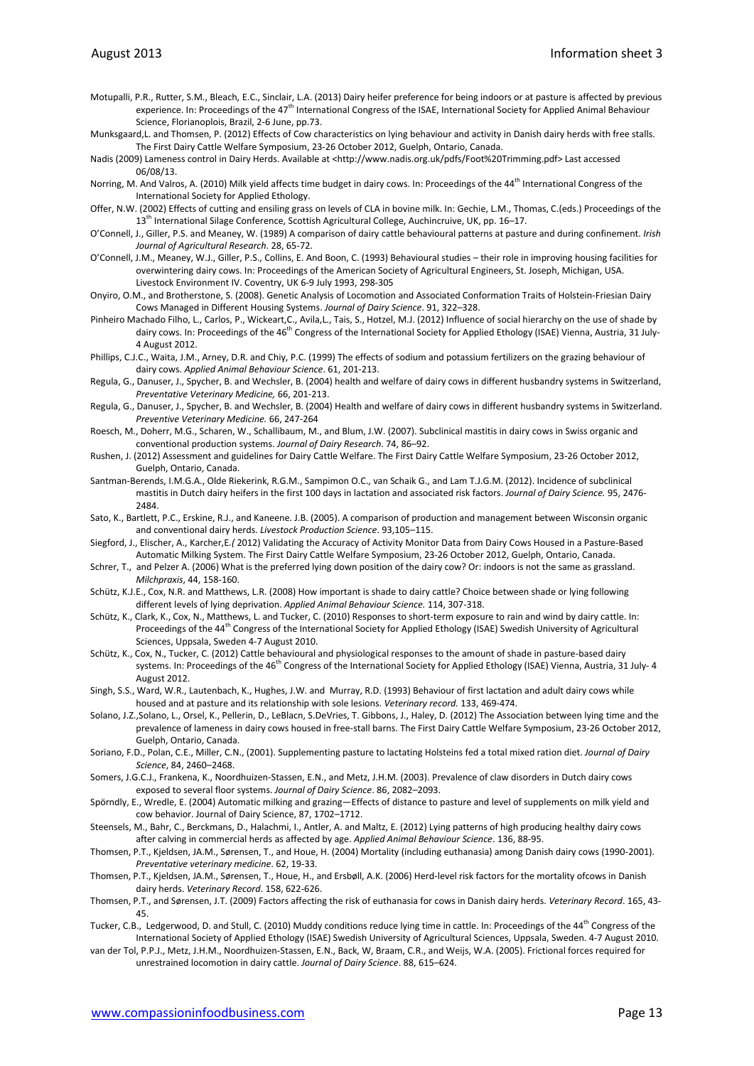Motupalli, P.R., Rutter, S.M., Bleach, E.C., Sinclair, L.A. (2013) Dairy heifer preference for being indoors or at pasture is affected by previous experience. In: Proceedings of the 47th International Congress of the ISAE, International Society for Applied Animal Behaviour Science, Florianoplois, Brazil, 2-6 June, pp.73.

Munksgaard,L. and Thomsen, P. (2012) Effects of Cow characteristics on lying behaviour and activity in Danish dairy herds with free stalls. The First Dairy Cattle Welfare Symposium, 23-26 October 2012, Guelph, Ontario, Canada.

Nadis (2009) Lameness control in Dairy Herds. Available at <http://www.nadis.org.uk/pdfs/Foot%20Trimming.pdf> Last accessed 06/08/13.

Norring, M. And Valros, A. (2010) Milk yield affects time budget in dairy cows. In: Proceedings of the 44th International Congress of the International Society for Applied Ethology.

Offer, N.W. (2002) Effects of cutting and ensiling grass on levels of CLA in bovine milk. In: Gechie, L.M., Thomas, C.(eds.) Proceedings of the 13th International Silage Conference, Scottish Agricultural College, Auchincruive, UK, pp. 16–17.

O'Connell, J., Giller, P.S. and Meaney, W. (1989) A comparison of dairy cattle behavioural patterns at pasture and during confinement. *Irish Journal of Agricultural Research*. 28, 65-72.

O'Connell, J.M., Meaney, W.J., Giller, P.S., Collins, E. And Boon, C. (1993) Behavioural studies – their role in improving housing facilities for overwintering dairy cows. In: Proceedings of the American Society of Agricultural Engineers, St. Joseph, Michigan, USA. Livestock Environment IV. Coventry, UK 6-9 July 1993, 298-305

Onyiro, O.M., and Brotherstone, S. (2008). Genetic Analysis of Locomotion and Associated Conformation Traits of Holstein-Friesian Dairy Cows Managed in Different Housing Systems. *Journal of Dairy Science*. 91, 322–328.

Pinheiro Machado Filho, L., Carlos, P., Wickeart,C., Avila,L., Tais, S., Hotzel, M.J. (2012) Influence of social hierarchy on the use of shade by dairy cows. In: Proceedings of the 46th Congress of the International Society for Applied Ethology (ISAE) Vienna, Austria, 31 July-4 August 2012.

Phillips, C.J.C., Waita, J.M., Arney, D.R. and Chiy, P.C. (1999) The effects of sodium and potassium fertilizers on the grazing behaviour of dairy cows. *Applied Animal Behaviour Science*. 61, 201-213.

Regula, G., Danuser, J., Spycher, B. and Wechsler, B. (2004) health and welfare of dairy cows in different husbandry systems in Switzerland, *Preventative Veterinary Medicine,* 66, 201-213.

Regula, G., Danuser, J., Spycher, B. and Wechsler, B. (2004) Health and welfare of dairy cows in different husbandry systems in Switzerland. *Preventive Veterinary Medicine.* 66, 247-264

Roesch, M., Doherr, M.G., Scharen, W., Schallibaum, M., and Blum, J.W. (2007). Subclinical mastitis in dairy cows in Swiss organic and conventional production systems. *Journal of Dairy Research*. 74, 86–92.

Rushen, J. (2012) Assessment and guidelines for Dairy Cattle Welfare. The First Dairy Cattle Welfare Symposium, 23-26 October 2012, Guelph, Ontario, Canada.

Santman-Berends, I.M.G.A., Olde Riekerink, R.G.M., Sampimon O.C., van Schaik G., and Lam T.J.G.M. (2012). Incidence of subclinical mastitis in Dutch dairy heifers in the first 100 days in lactation and associated risk factors. *Journal of Dairy Science.* 95, 2476-2484.

Sato, K., Bartlett, P.C., Erskine, R.J., and Kaneene. J.B. (2005). A comparison of production and management between Wisconsin organic and conventional dairy herds. *Livestock Production Science*. 93,105–115.

Siegford, J., Elischer, A., Karcher,E.*(* 2012) Validating the Accuracy of Activity Monitor Data from Dairy Cows Housed in a Pasture-Based Automatic Milking System. The First Dairy Cattle Welfare Symposium, 23-26 October 2012, Guelph, Ontario, Canada.

Schrer, T., and Pelzer A. (2006) What is the preferred lying down position of the dairy cow? Or: indoors is not the same as grassland. *Milchpraxis*, 44, 158-160.

Schütz, K.J.E., Cox, N.R. and Matthews, L.R. (2008) How important is shade to dairy cattle? Choice between shade or lying following different levels of lying deprivation. *Applied Animal Behaviour Science.* 114, 307-318.

Schütz, K., Clark, K., Cox, N., Matthews, L. and Tucker, C. (2010) Responses to short-term exposure to rain and wind by dairy cattle. In: Proceedings of the 44th Congress of the International Society for Applied Ethology (ISAE) Swedish University of Agricultural Sciences, Uppsala, Sweden 4-7 August 2010.

Schütz, K., Cox, N., Tucker, C. (2012) Cattle behavioural and physiological responses to the amount of shade in pasture-based dairy systems. In: Proceedings of the 46th Congress of the International Society for Applied Ethology (ISAE) Vienna, Austria, 31 July- 4 August 2012.

Singh, S.S., Ward, W.R., Lautenbach, K., Hughes, J.W. and Murray, R.D. (1993) Behaviour of first lactation and adult dairy cows while housed and at pasture and its relationship with sole lesions. *Veterinary record.* 133, 469-474.

Solano, J.Z.,Solano, L., Orsel, K., Pellerin, D., LeBlacn, S.DeVries, T. Gibbons, J., Haley, D. (2012) The Association between lying time and the prevalence of lameness in dairy cows housed in free-stall barns. The First Dairy Cattle Welfare Symposium, 23-26 October 2012, Guelph, Ontario, Canada.

Soriano, F.D., Polan, C.E., Miller, C.N., (2001). Supplementing pasture to lactating Holsteins fed a total mixed ration diet. *Journal of Dairy Science*, 84, 2460–2468.

Somers, J.G.C.J., Frankena, K., Noordhuizen-Stassen, E.N., and Metz, J.H.M. (2003). Prevalence of claw disorders in Dutch dairy cows exposed to several floor systems. *Journal of Dairy Science*. 86, 2082–2093.

Spörndly, E., Wredle, E. (2004) Automatic milking and grazing—Effects of distance to pasture and level of supplements on milk yield and cow behavior. Journal of Dairy Science, 87, 1702–1712.

Steensels, M., Bahr, C., Berckmans, D., Halachmi, I., Antler, A. and Maltz, E. (2012) Lying patterns of high producing healthy dairy cows after calving in commercial herds as affected by age. *Applied Animal Behaviour Science*. 136, 88-95.

Thomsen, P.T., Kjeldsen, JA.M., Sørensen, T., and Houe, H. (2004) Mortality (including euthanasia) among Danish dairy cows (1990-2001). *Preventative veterinary medicine*. 62, 19-33.

Thomsen, P.T., Kjeldsen, JA.M., Sørensen, T., Houe, H., and Ersbøll, A.K. (2006) Herd-level risk factors for the mortality ofcows in Danish dairy herds. *Veterinary Record*. 158, 622-626.

Thomsen, P.T., and Sørensen, J.T. (2009) Factors affecting the risk of euthanasia for cows in Danish dairy herds. *Veterinary Record*. 165, 43-45.

Tucker, C.B., Ledgerwood, D. and Stull, C. (2010) Muddy conditions reduce lying time in cattle. In: Proceedings of the 44th Congress of the International Society of Applied Ethology (ISAE) Swedish University of Agricultural Sciences, Uppsala, Sweden. 4-7 August 2010.

van der Tol, P.P.J., Metz, J.H.M., Noordhuizen-Stassen, E.N., Back, W, Braam, C.R., and Weijs, W.A. (2005). Frictional forces required for unrestrained locomotion in dairy cattle. *Journal of Dairy Science*. 88, 615–624.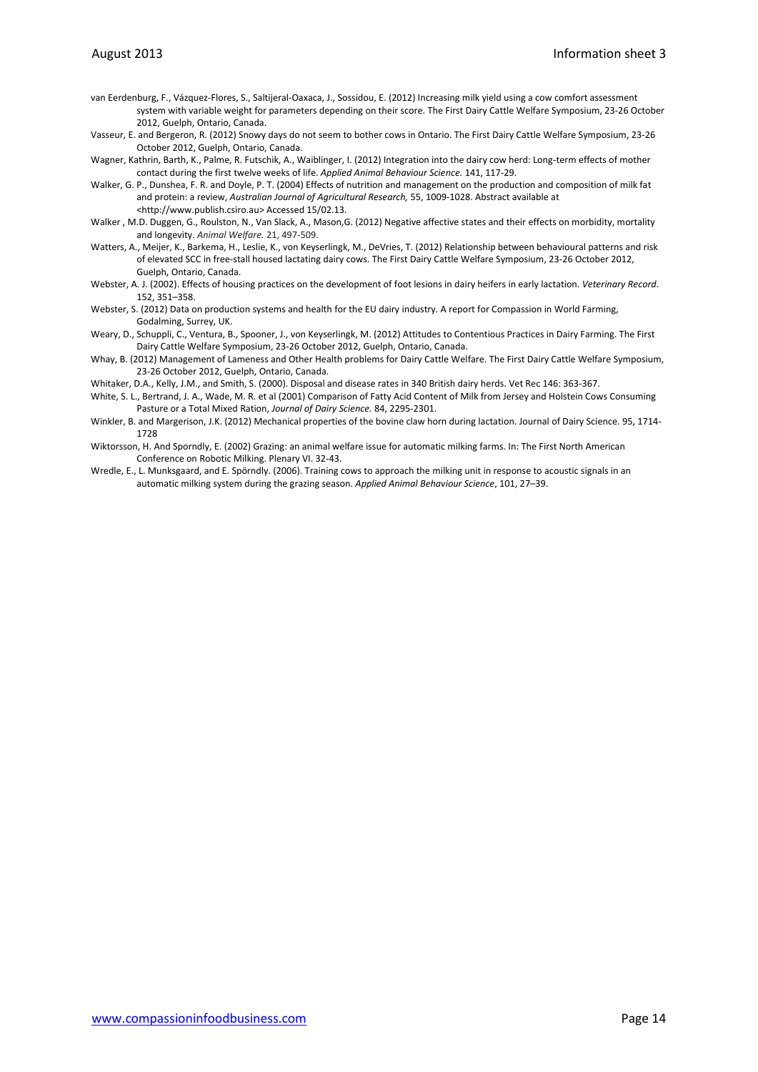van Eerdenburg, F., Vázquez-Flores, S., Saltijeral-Oaxaca, J., Sossidou, E. (2012) Increasing milk yield using a cow comfort assessment system with variable weight for parameters depending on their score. The First Dairy Cattle Welfare Symposium, 23-26 October 2012, Guelph, Ontario, Canada.

Vasseur, E. and Bergeron, R. (2012) Snowy days do not seem to bother cows in Ontario. The First Dairy Cattle Welfare Symposium, 23-26 October 2012, Guelph, Ontario, Canada.

Wagner, Kathrin, Barth, K., Palme, R. Futschik, A., Waiblinger, I. (2012) Integration into the dairy cow herd: Long-term effects of mother contact during the first twelve weeks of life. *Applied Animal Behaviour Science.* 141, 117-29.

Walker, G. P., Dunshea, F. R. and Doyle, P. T. (2004) Effects of nutrition and management on the production and composition of milk fat and protein: a review, *Australian Journal of Agricultural Research,* 55, 1009-1028. Abstract available at <http://www.publish.csiro.au> Accessed 15/02.13.

Walker , M.D. Duggen, G., Roulston, N., Van Slack, A., Mason,G. (2012) Negative affective states and their effects on morbidity, mortality and longevity. *Animal Welfare.* 21, 497-509.

Watters, A., Meijer, K., Barkema, H., Leslie, K., von Keyserlingk, M., DeVries, T. (2012) Relationship between behavioural patterns and risk of elevated SCC in free-stall housed lactating dairy cows. The First Dairy Cattle Welfare Symposium, 23-26 October 2012, Guelph, Ontario, Canada.

Webster, A. J. (2002). Effects of housing practices on the development of foot lesions in dairy heifers in early lactation. *Veterinary Record*. 152, 351–358.

Webster, S. (2012) Data on production systems and health for the EU dairy industry. A report for Compassion in World Farming, Godalming, Surrey, UK.

Weary, D., Schuppli, C., Ventura, B., Spooner, J., von Keyserlingk, M. (2012) Attitudes to Contentious Practices in Dairy Farming. The First Dairy Cattle Welfare Symposium, 23-26 October 2012, Guelph, Ontario, Canada.

Whay, B. (2012) Management of Lameness and Other Health problems for Dairy Cattle Welfare. The First Dairy Cattle Welfare Symposium, 23-26 October 2012, Guelph, Ontario, Canada.

Whitaker, D.A., Kelly, J.M., and Smith, S. (2000). Disposal and disease rates in 340 British dairy herds. Vet Rec 146: 363-367.

White, S. L., Bertrand, J. A., Wade, M. R. et al (2001) Comparison of Fatty Acid Content of Milk from Jersey and Holstein Cows Consuming Pasture or a Total Mixed Ration, *Journal of Dairy Science.* 84, 2295-2301.

Winkler, B. and Margerison, J.K. (2012) Mechanical properties of the bovine claw horn during lactation. Journal of Dairy Science. 95, 1714-1728

Wiktorsson, H. And Sporndly, E. (2002) Grazing: an animal welfare issue for automatic milking farms. In: The First North American Conference on Robotic Milking. Plenary VI. 32-43.

Wredle, E., L. Munksgaard, and E. Spörndly. (2006). Training cows to approach the milking unit in response to acoustic signals in an automatic milking system during the grazing season. *Applied Animal Behaviour Science*, 101, 27–39.